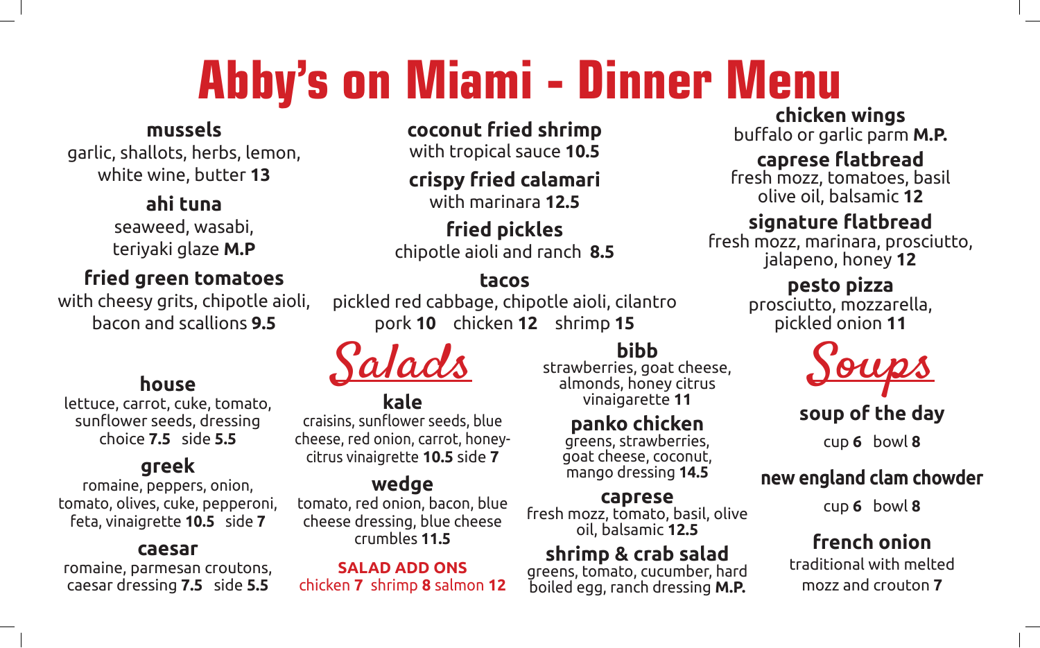# Abby's on Miami - Dinner Menu

**mussels**
garlic, shallots, herbs, lemon, white wine, butter **13**

**ahi tuna**
seaweed, wasabi, teriyaki glaze **M.P**

**fried green tomatoes**
with cheesy grits, chipotle aioli, bacon and scallions **9.5**

**coconut fried shrimp**
with tropical sauce **10.5**

**crispy fried calamari**
with marinara **12.5**

**fried pickles**
chipotle aioli and ranch **8.5**

**tacos**
pickled red cabbage, chipotle aioli, cilantro
pork **10** chicken **12** shrimp **15**

**chicken wings**
buffalo or garlic parm **M.P.**

**caprese flatbread**
fresh mozz, tomatoes, basil olive oil, balsamic **12**

**signature flatbread**
fresh mozz, marinara, prosciutto, jalapeno, honey **12**

**pesto pizza**
prosciutto, mozzarella, pickled onion **11**

## Salads

**house**
lettuce, carrot, cuke, tomato, sunflower seeds, dressing choice **7.5** side **5.5**

**greek**
romaine, peppers, onion, tomato, olives, cuke, pepperoni, feta, vinaigrette **10.5** side **7**

**caesar**
romaine, parmesan croutons, caesar dressing **7.5** side **5.5**

**kale**
craisins, sunflower seeds, blue cheese, red onion, carrot, honey-citrus vinaigrette **10.5** side **7**

**wedge**
tomato, red onion, bacon, blue cheese dressing, blue cheese crumbles **11.5**

**SALAD ADD ONS**
chicken **7** shrimp **8** salmon **12**

**bibb**
strawberries, goat cheese, almonds, honey citrus vinaigarette **11**

**panko chicken**
greens, strawberries, goat cheese, coconut, mango dressing **14.5**

**caprese**
fresh mozz, tomato, basil, olive oil, balsamic **12.5**

**shrimp & crab salad**
greens, tomato, cucumber, hard boiled egg, ranch dressing **M.P.**

## Soups

**soup of the day**
cup **6** bowl **8**

**new england clam chowder**
cup **6** bowl **8**

**french onion**
traditional with melted mozz and crouton **7**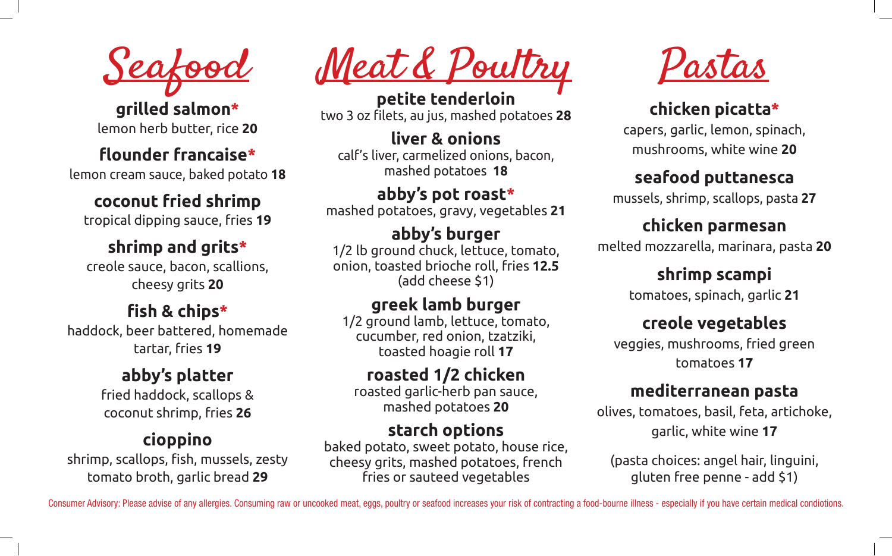## Seafood

**grilled salmon***
lemon herb butter, rice **20**

**flounder francaise***
lemon cream sauce, baked potato **18**

**coconut fried shrimp**
tropical dipping sauce, fries **19**

**shrimp and grits***
creole sauce, bacon, scallions, cheesy grits **20**

**fish & chips***
haddock, beer battered, homemade tartar, fries **19**

**abby's platter**
fried haddock, scallops & coconut shrimp, fries **26**

**cioppino**
shrimp, scallops, fish, mussels, zesty tomato broth, garlic bread **29**

## Meat & Poultry

**petite tenderloin**
two 3 oz filets, au jus, mashed potatoes **28**

**liver & onions**
calf's liver, carmelized onions, bacon, mashed potatoes **18**

**abby's pot roast***
mashed potatoes, gravy, vegetables **21**

**abby's burger**
1/2 lb ground chuck, lettuce, tomato, onion, toasted brioche roll, fries **12.5**
(add cheese $1)

**greek lamb burger**
1/2 ground lamb, lettuce, tomato, cucumber, red onion, tzatziki, toasted hoagie roll **17**

**roasted 1/2 chicken**
roasted garlic-herb pan sauce, mashed potatoes **20**

**starch options**
baked potato, sweet potato, house rice, cheesy grits, mashed potatoes, french fries or sauteed vegetables

## Pastas

**chicken picatta***
capers, garlic, lemon, spinach, mushrooms, white wine **20**

**seafood puttanesca**
mussels, shrimp, scallops, pasta **27**

**chicken parmesan**
melted mozzarella, marinara, pasta **20**

**shrimp scampi**
tomatoes, spinach, garlic **21**

**creole vegetables**
veggies, mushrooms, fried green tomatoes **17**

**mediterranean pasta**
olives, tomatoes, basil, feta, artichoke, garlic, white wine **17**

(pasta choices: angel hair, linguini, gluten free penne - add $1)

Consumer Advisory: Please advise of any allergies. Consuming raw or uncooked meat, eggs, poultry or seafood increases your risk of contracting a food-bourne illness - especially if you have certain medical condiotions.